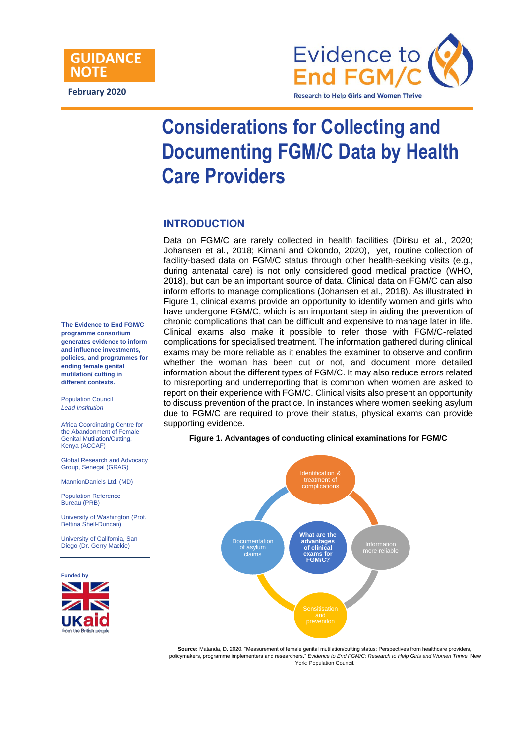**GUIDANCE NOTE**

**February 2020**

Evidence to End FGM/C

Research to Help Girls and Women Thrive

# Considerations for Collecting and Documenting FGM/C Data by Health Care Providers

## INTRODUCTION

Data on FGM/C are rarely collected in health facilities (Dirisu et al., 2020; Johansen et al., 2018; Kimani and Okondo, 2020), yet, routine collection of facility-based data on FGM/C status through other health-seeking visits (e.g., during antenatal care) is not only considered good medical practice (WHO, 2018), but can be an important source of data. Clinical data on FGM/C can also inform efforts to manage complications (Johansen et al., 2018). As illustrated in Figure 1, clinical exams provide an opportunity to identify women and girls who have undergone FGM/C, which is an important step in aiding the prevention of chronic complications that can be difficult and expensive to manage later in life. Clinical exams also make it possible to refer those with FGM/C-related complications for specialised treatment. The information gathered during clinical exams may be more reliable as it enables the examiner to observe and confirm whether the woman has been cut or not, and document more detailed information about the different types of FGM/C. It may also reduce errors related to misreporting and underreporting that is common when women are asked to report on their experience with FGM/C. Clinical visits also present an opportunity to discuss prevention of the practice. In instances where women seeking asylum due to FGM/C are required to prove their status, physical exams can provide supporting evidence.

**Figure 1. Advantages of conducting clinical examinations for FGM/C**

What are the advantages of clinical exams for FGM/C?

- Identification & treatment of complications
- Information more reliable
- Sensitisation and prevention
- Documentation of asylum claims

**Source:** Matanda, D. 2020. "Measurement of female genital mutilation/cutting status: Perspectives from healthcare providers, policymakers, programme implementers and researchers." *Evidence to End FGM/C: Research to Help Girls and Women Thrive.* New York: Population Council.

**The Evidence to End FGM/C programme consortium generates evidence to inform and influence investments, policies, and programmes for ending female genital mutilation/ cutting in different contexts.**

Population Council
*Lead Institution*

Africa Coordinating Centre for the Abandonment of Female Genital Mutilation/Cutting, Kenya (ACCAF)

Global Research and Advocacy Group, Senegal (GRAG)

MannionDaniels Ltd. (MD)

Population Reference Bureau (PRB)

University of Washington (Prof. Bettina Shell-Duncan)

University of California, San Diego (Dr. Gerry Mackie)

Funded by

UKaid from the British people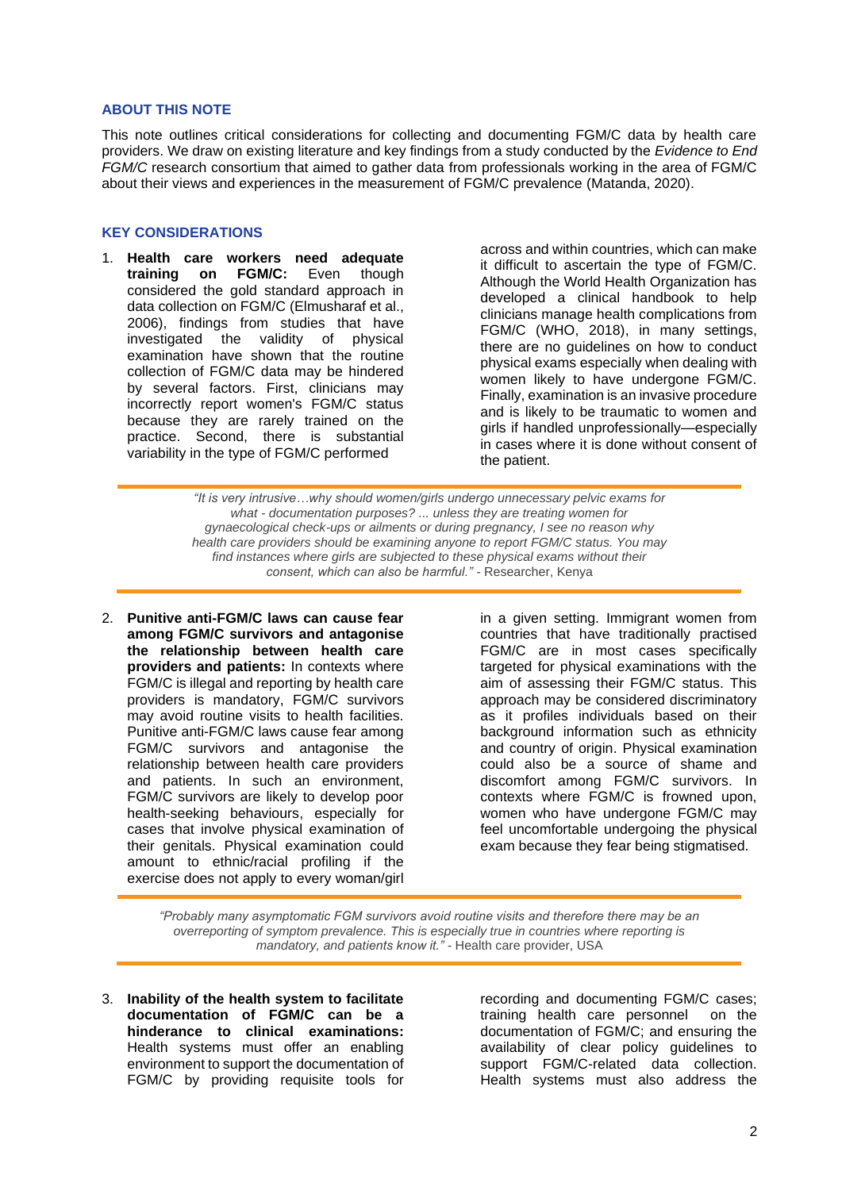## ABOUT THIS NOTE

This note outlines critical considerations for collecting and documenting FGM/C data by health care providers. We draw on existing literature and key findings from a study conducted by the *Evidence to End FGM/C* research consortium that aimed to gather data from professionals working in the area of FGM/C about their views and experiences in the measurement of FGM/C prevalence (Matanda, 2020).

## KEY CONSIDERATIONS

1. **Health care workers need adequate training on FGM/C:** Even though considered the gold standard approach in data collection on FGM/C (Elmusharaf et al., 2006), findings from studies that have investigated the validity of physical examination have shown that the routine collection of FGM/C data may be hindered by several factors. First, clinicians may incorrectly report women's FGM/C status because they are rarely trained on the practice. Second, there is substantial variability in the type of FGM/C performed across and within countries, which can make it difficult to ascertain the type of FGM/C. Although the World Health Organization has developed a clinical handbook to help clinicians manage health complications from FGM/C (WHO, 2018), in many settings, there are no guidelines on how to conduct physical exams especially when dealing with women likely to have undergone FGM/C. Finally, examination is an invasive procedure and is likely to be traumatic to women and girls if handled unprofessionally—especially in cases where it is done without consent of the patient.

> *"It is very intrusive…why should women/girls undergo unnecessary pelvic exams for what - documentation purposes? ... unless they are treating women for gynaecological check-ups or ailments or during pregnancy, I see no reason why health care providers should be examining anyone to report FGM/C status. You may find instances where girls are subjected to these physical exams without their consent, which can also be harmful."* - Researcher, Kenya

2. **Punitive anti-FGM/C laws can cause fear among FGM/C survivors and antagonise the relationship between health care providers and patients:** In contexts where FGM/C is illegal and reporting by health care providers is mandatory, FGM/C survivors may avoid routine visits to health facilities. Punitive anti-FGM/C laws cause fear among FGM/C survivors and antagonise the relationship between health care providers and patients. In such an environment, FGM/C survivors are likely to develop poor health-seeking behaviours, especially for cases that involve physical examination of their genitals. Physical examination could amount to ethnic/racial profiling if the exercise does not apply to every woman/girl in a given setting. Immigrant women from countries that have traditionally practised FGM/C are in most cases specifically targeted for physical examinations with the aim of assessing their FGM/C status. This approach may be considered discriminatory as it profiles individuals based on their background information such as ethnicity and country of origin. Physical examination could also be a source of shame and discomfort among FGM/C survivors. In contexts where FGM/C is frowned upon, women who have undergone FGM/C may feel uncomfortable undergoing the physical exam because they fear being stigmatised.

> *"Probably many asymptomatic FGM survivors avoid routine visits and therefore there may be an overreporting of symptom prevalence. This is especially true in countries where reporting is mandatory, and patients know it."* - Health care provider, USA

3. **Inability of the health system to facilitate documentation of FGM/C can be a hinderance to clinical examinations:** Health systems must offer an enabling environment to support the documentation of FGM/C by providing requisite tools for recording and documenting FGM/C cases; training health care personnel on the documentation of FGM/C; and ensuring the availability of clear policy guidelines to support FGM/C-related data collection. Health systems must also address the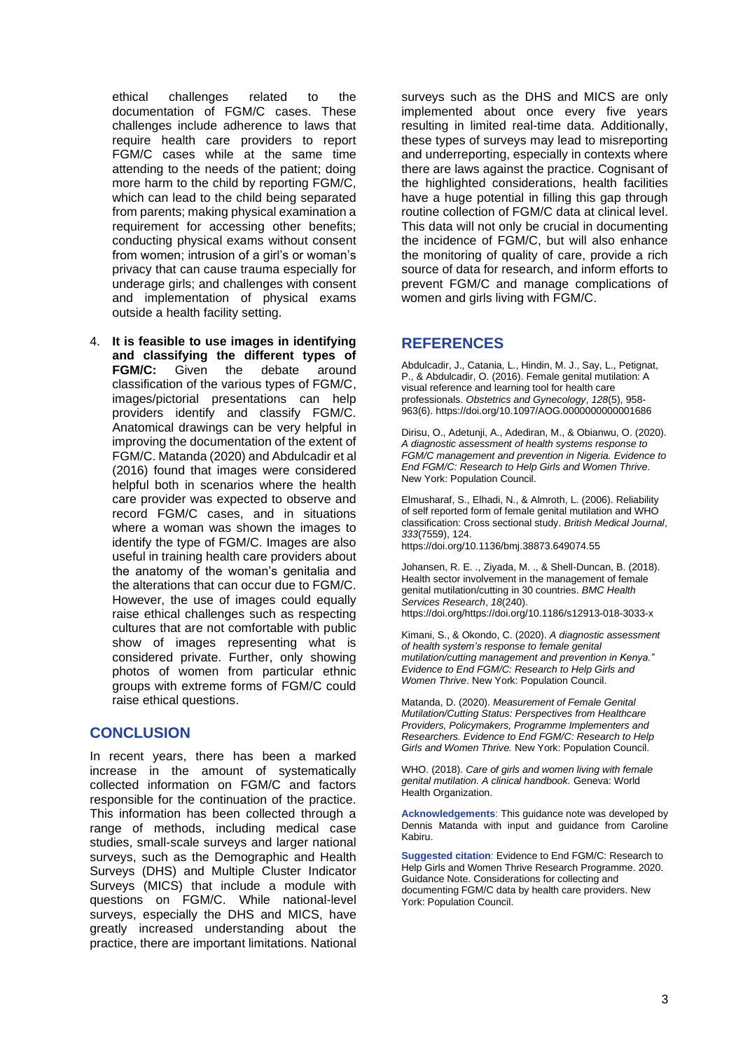ethical challenges related to the documentation of FGM/C cases. These challenges include adherence to laws that require health care providers to report FGM/C cases while at the same time attending to the needs of the patient; doing more harm to the child by reporting FGM/C, which can lead to the child being separated from parents; making physical examination a requirement for accessing other benefits; conducting physical exams without consent from women; intrusion of a girl's or woman's privacy that can cause trauma especially for underage girls; and challenges with consent and implementation of physical exams outside a health facility setting.

4. **It is feasible to use images in identifying and classifying the different types of FGM/C:** Given the debate around classification of the various types of FGM/C, images/pictorial presentations can help providers identify and classify FGM/C. Anatomical drawings can be very helpful in improving the documentation of the extent of FGM/C. Matanda (2020) and Abdulcadir et al (2016) found that images were considered helpful both in scenarios where the health care provider was expected to observe and record FGM/C cases, and in situations where a woman was shown the images to identify the type of FGM/C. Images are also useful in training health care providers about the anatomy of the woman's genitalia and the alterations that can occur due to FGM/C. However, the use of images could equally raise ethical challenges such as respecting cultures that are not comfortable with public show of images representing what is considered private. Further, only showing photos of women from particular ethnic groups with extreme forms of FGM/C could raise ethical questions.

## CONCLUSION

In recent years, there has been a marked increase in the amount of systematically collected information on FGM/C and factors responsible for the continuation of the practice. This information has been collected through a range of methods, including medical case studies, small-scale surveys and larger national surveys, such as the Demographic and Health Surveys (DHS) and Multiple Cluster Indicator Surveys (MICS) that include a module with questions on FGM/C. While national-level surveys, especially the DHS and MICS, have greatly increased understanding about the practice, there are important limitations. National surveys such as the DHS and MICS are only implemented about once every five years resulting in limited real-time data. Additionally, these types of surveys may lead to misreporting and underreporting, especially in contexts where there are laws against the practice. Cognisant of the highlighted considerations, health facilities have a huge potential in filling this gap through routine collection of FGM/C data at clinical level. This data will not only be crucial in documenting the incidence of FGM/C, but will also enhance the monitoring of quality of care, provide a rich source of data for research, and inform efforts to prevent FGM/C and manage complications of women and girls living with FGM/C.

## REFERENCES

Abdulcadir, J., Catania, L., Hindin, M. J., Say, L., Petignat, P., & Abdulcadir, O. (2016). Female genital mutilation: A visual reference and learning tool for health care professionals. *Obstetrics and Gynecology*, *128*(5), 958-963(6). https://doi.org/10.1097/AOG.0000000000001686

Dirisu, O., Adetunji, A., Adediran, M., & Obianwu, O. (2020). *A diagnostic assessment of health systems response to FGM/C management and prevention in Nigeria. Evidence to End FGM/C: Research to Help Girls and Women Thrive.* New York: Population Council.

Elmusharaf, S., Elhadi, N., & Almroth, L. (2006). Reliability of self reported form of female genital mutilation and WHO classification: Cross sectional study. *British Medical Journal*, *333*(7559), 124. https://doi.org/10.1136/bmj.38873.649074.55

Johansen, R. E. ., Ziyada, M. ., & Shell-Duncan, B. (2018). Health sector involvement in the management of female genital mutilation/cutting in 30 countries. *BMC Health Services Research*, *18*(240). https://doi.org/https://doi.org/10.1186/s12913-018-3033-x

Kimani, S., & Okondo, C. (2020). *A diagnostic assessment of health system's response to female genital mutilation/cutting management and prevention in Kenya." Evidence to End FGM/C: Research to Help Girls and Women Thrive*. New York: Population Council.

Matanda, D. (2020). *Measurement of Female Genital Mutilation/Cutting Status: Perspectives from Healthcare Providers, Policymakers, Programme Implementers and Researchers. Evidence to End FGM/C: Research to Help Girls and Women Thrive.* New York: Population Council.

WHO. (2018). *Care of girls and women living with female genital mutilation. A clinical handbook.* Geneva: World Health Organization.

**Acknowledgements**: This guidance note was developed by Dennis Matanda with input and guidance from Caroline Kabiru.

**Suggested citation**: Evidence to End FGM/C: Research to Help Girls and Women Thrive Research Programme. 2020. Guidance Note. Considerations for collecting and documenting FGM/C data by health care providers. New York: Population Council.